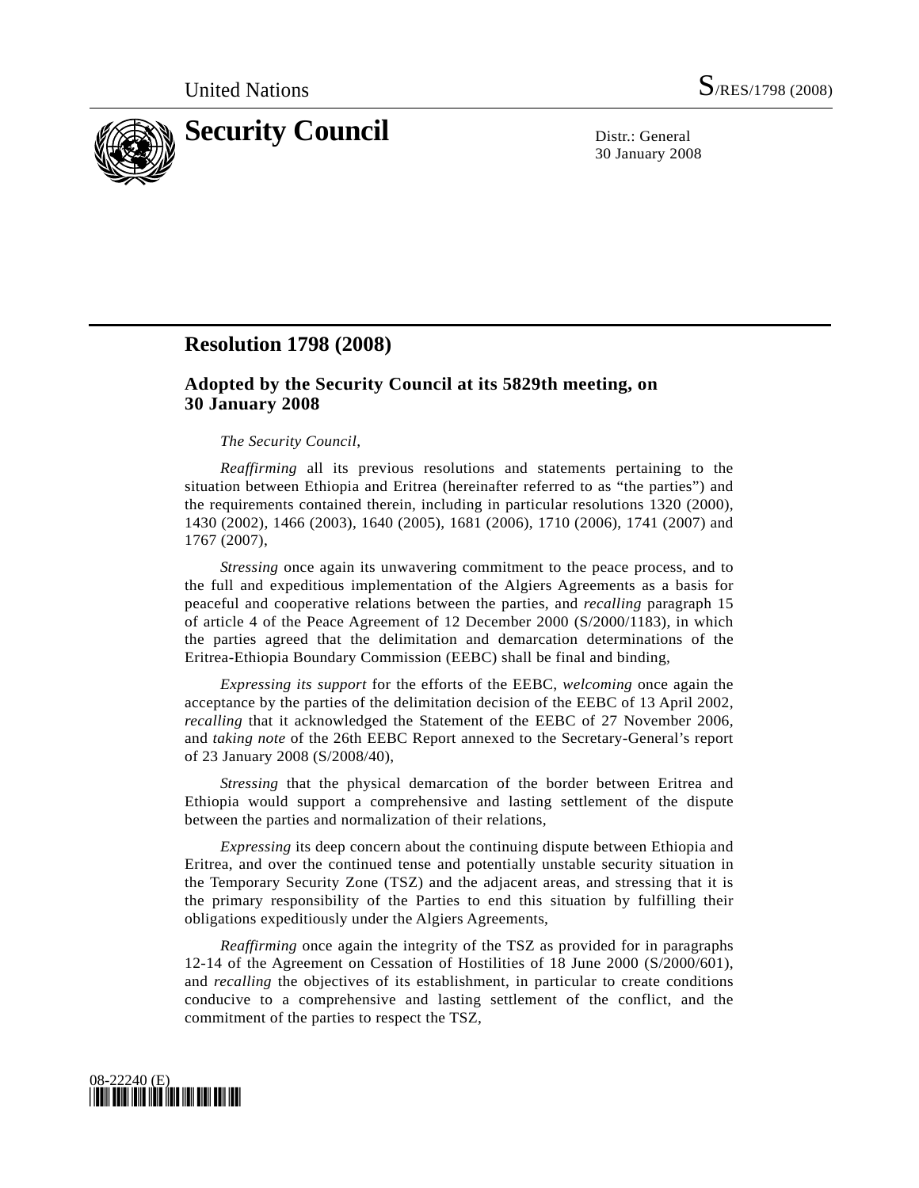United Nations S/RES/1798 (2008)

# Security Council

Distr.: General
30 January 2008

## Resolution 1798 (2008)

### Adopted by the Security Council at its 5829th meeting, on 30 January 2008

*The Security Council*,

*Reaffirming* all its previous resolutions and statements pertaining to the situation between Ethiopia and Eritrea (hereinafter referred to as "the parties") and the requirements contained therein, including in particular resolutions 1320 (2000), 1430 (2002), 1466 (2003), 1640 (2005), 1681 (2006), 1710 (2006), 1741 (2007) and 1767 (2007),

*Stressing* once again its unwavering commitment to the peace process, and to the full and expeditious implementation of the Algiers Agreements as a basis for peaceful and cooperative relations between the parties, and *recalling* paragraph 15 of article 4 of the Peace Agreement of 12 December 2000 (S/2000/1183), in which the parties agreed that the delimitation and demarcation determinations of the Eritrea-Ethiopia Boundary Commission (EEBC) shall be final and binding,

*Expressing its support* for the efforts of the EEBC, *welcoming* once again the acceptance by the parties of the delimitation decision of the EEBC of 13 April 2002, *recalling* that it acknowledged the Statement of the EEBC of 27 November 2006, and *taking note* of the 26th EEBC Report annexed to the Secretary-General's report of 23 January 2008 (S/2008/40),

*Stressing* that the physical demarcation of the border between Eritrea and Ethiopia would support a comprehensive and lasting settlement of the dispute between the parties and normalization of their relations,

*Expressing* its deep concern about the continuing dispute between Ethiopia and Eritrea, and over the continued tense and potentially unstable security situation in the Temporary Security Zone (TSZ) and the adjacent areas, and stressing that it is the primary responsibility of the Parties to end this situation by fulfilling their obligations expeditiously under the Algiers Agreements,

*Reaffirming* once again the integrity of the TSZ as provided for in paragraphs 12-14 of the Agreement on Cessation of Hostilities of 18 June 2000 (S/2000/601), and *recalling* the objectives of its establishment, in particular to create conditions conducive to a comprehensive and lasting settlement of the conflict, and the commitment of the parties to respect the TSZ,

08-22240 (E)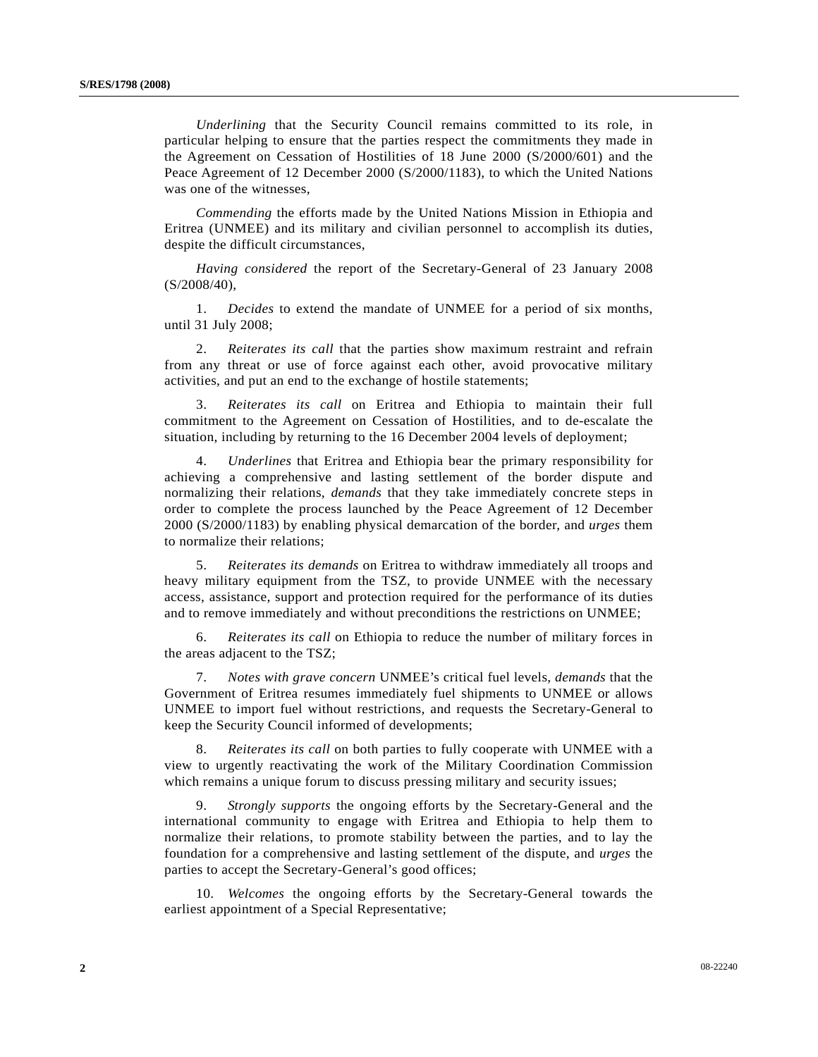*Underlining* that the Security Council remains committed to its role, in particular helping to ensure that the parties respect the commitments they made in the Agreement on Cessation of Hostilities of 18 June 2000 (S/2000/601) and the Peace Agreement of 12 December 2000 (S/2000/1183), to which the United Nations was one of the witnesses,

*Commending* the efforts made by the United Nations Mission in Ethiopia and Eritrea (UNMEE) and its military and civilian personnel to accomplish its duties, despite the difficult circumstances,

*Having considered* the report of the Secretary-General of 23 January 2008 (S/2008/40),

1. *Decides* to extend the mandate of UNMEE for a period of six months, until 31 July 2008;

2. *Reiterates its call* that the parties show maximum restraint and refrain from any threat or use of force against each other, avoid provocative military activities, and put an end to the exchange of hostile statements;

3. *Reiterates its call* on Eritrea and Ethiopia to maintain their full commitment to the Agreement on Cessation of Hostilities, and to de-escalate the situation, including by returning to the 16 December 2004 levels of deployment;

4. *Underlines* that Eritrea and Ethiopia bear the primary responsibility for achieving a comprehensive and lasting settlement of the border dispute and normalizing their relations, *demands* that they take immediately concrete steps in order to complete the process launched by the Peace Agreement of 12 December 2000 (S/2000/1183) by enabling physical demarcation of the border, and *urges* them to normalize their relations;

5. *Reiterates its demands* on Eritrea to withdraw immediately all troops and heavy military equipment from the TSZ, to provide UNMEE with the necessary access, assistance, support and protection required for the performance of its duties and to remove immediately and without preconditions the restrictions on UNMEE;

6. *Reiterates its call* on Ethiopia to reduce the number of military forces in the areas adjacent to the TSZ;

7. *Notes with grave concern* UNMEE's critical fuel levels, *demands* that the Government of Eritrea resumes immediately fuel shipments to UNMEE or allows UNMEE to import fuel without restrictions, and requests the Secretary-General to keep the Security Council informed of developments;

8. *Reiterates its call* on both parties to fully cooperate with UNMEE with a view to urgently reactivating the work of the Military Coordination Commission which remains a unique forum to discuss pressing military and security issues;

9. *Strongly supports* the ongoing efforts by the Secretary-General and the international community to engage with Eritrea and Ethiopia to help them to normalize their relations, to promote stability between the parties, and to lay the foundation for a comprehensive and lasting settlement of the dispute, and *urges* the parties to accept the Secretary-General's good offices;

10. *Welcomes* the ongoing efforts by the Secretary-General towards the earliest appointment of a Special Representative;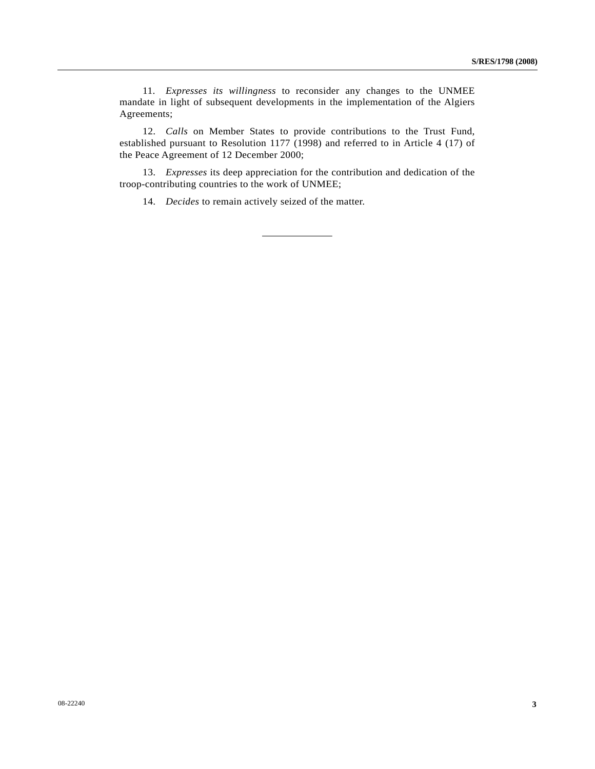11. *Expresses its willingness* to reconsider any changes to the UNMEE mandate in light of subsequent developments in the implementation of the Algiers Agreements;

12. *Calls* on Member States to provide contributions to the Trust Fund, established pursuant to Resolution 1177 (1998) and referred to in Article 4 (17) of the Peace Agreement of 12 December 2000;

13. *Expresses* its deep appreciation for the contribution and dedication of the troop-contributing countries to the work of UNMEE;

14. *Decides* to remain actively seized of the matter.